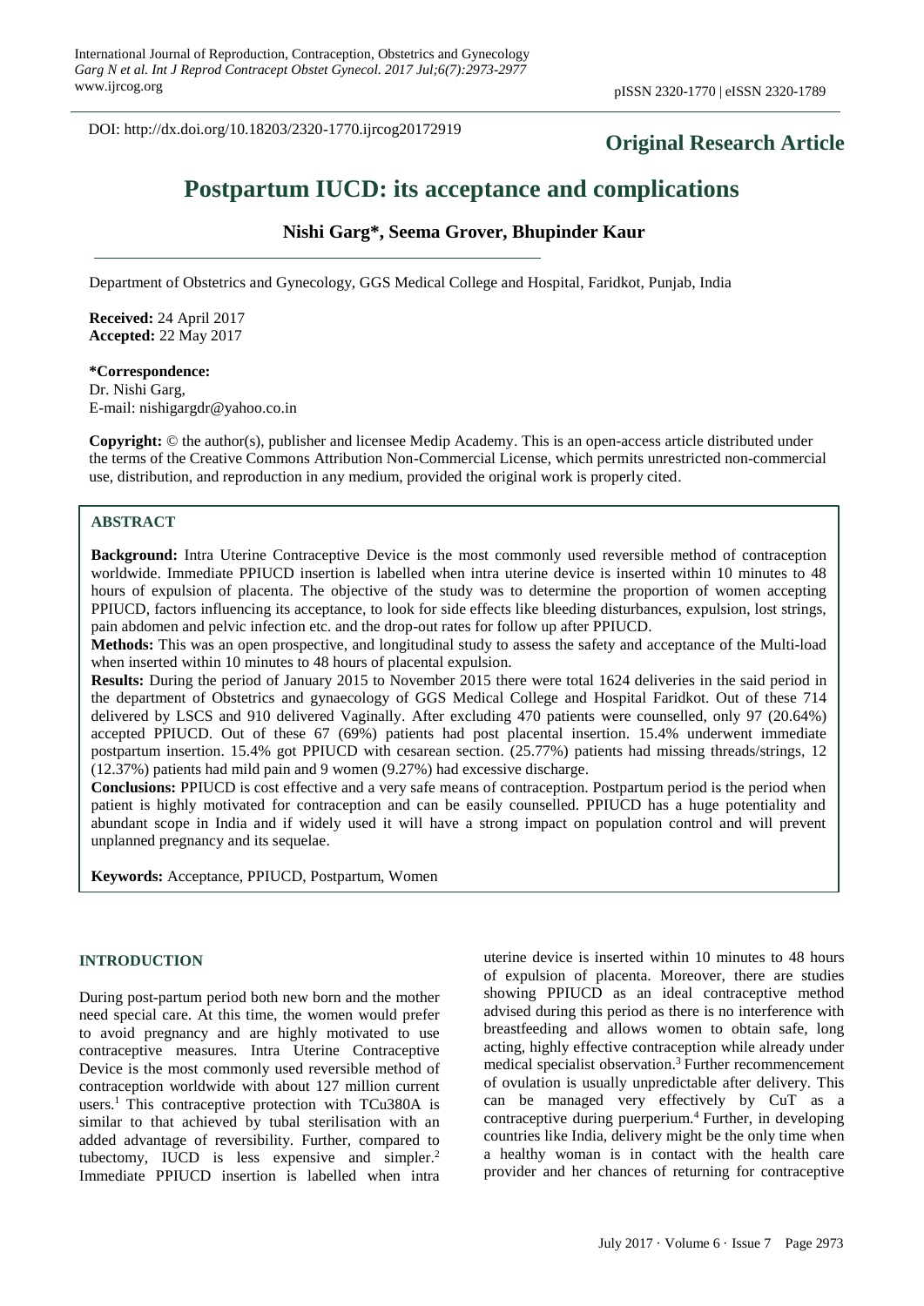DOI: http://dx.doi.org/10.18203/2320-1770.ijrcog20172919

**Original Research Article**

# Postpartum IUCD: its acceptance and complications

**Nishi Garg\*, Seema Grover, Bhupinder Kaur**

Department of Obstetrics and Gynecology, GGS Medical College and Hospital, Faridkot, Punjab, India

**Received:** 24 April 2017
**Accepted:** 22 May 2017

**\*Correspondence:**
Dr. Nishi Garg,
E-mail: nishigargdr@yahoo.co.in

**Copyright:** © the author(s), publisher and licensee Medip Academy. This is an open-access article distributed under the terms of the Creative Commons Attribution Non-Commercial License, which permits unrestricted non-commercial use, distribution, and reproduction in any medium, provided the original work is properly cited.

## ABSTRACT

**Background:** Intra Uterine Contraceptive Device is the most commonly used reversible method of contraception worldwide. Immediate PPIUCD insertion is labelled when intra uterine device is inserted within 10 minutes to 48 hours of expulsion of placenta. The objective of the study was to determine the proportion of women accepting PPIUCD, factors influencing its acceptance, to look for side effects like bleeding disturbances, expulsion, lost strings, pain abdomen and pelvic infection etc. and the drop-out rates for follow up after PPIUCD.

**Methods:** This was an open prospective, and longitudinal study to assess the safety and acceptance of the Multi-load when inserted within 10 minutes to 48 hours of placental expulsion.

**Results:** During the period of January 2015 to November 2015 there were total 1624 deliveries in the said period in the department of Obstetrics and gynaecology of GGS Medical College and Hospital Faridkot. Out of these 714 delivered by LSCS and 910 delivered Vaginally. After excluding 470 patients were counselled, only 97 (20.64%) accepted PPIUCD. Out of these 67 (69%) patients had post placental insertion. 15.4% underwent immediate postpartum insertion. 15.4% got PPIUCD with cesarean section. (25.77%) patients had missing threads/strings, 12 (12.37%) patients had mild pain and 9 women (9.27%) had excessive discharge.

**Conclusions:** PPIUCD is cost effective and a very safe means of contraception. Postpartum period is the period when patient is highly motivated for contraception and can be easily counselled. PPIUCD has a huge potentiality and abundant scope in India and if widely used it will have a strong impact on population control and will prevent unplanned pregnancy and its sequelae.

**Keywords:** Acceptance, PPIUCD, Postpartum, Women

## INTRODUCTION

During post-partum period both new born and the mother need special care. At this time, the women would prefer to avoid pregnancy and are highly motivated to use contraceptive measures. Intra Uterine Contraceptive Device is the most commonly used reversible method of contraception worldwide with about 127 million current users.[1] This contraceptive protection with TCu380A is similar to that achieved by tubal sterilisation with an added advantage of reversibility. Further, compared to tubectomy, IUCD is less expensive and simpler.[2] Immediate PPIUCD insertion is labelled when intra uterine device is inserted within 10 minutes to 48 hours of expulsion of placenta. Moreover, there are studies showing PPIUCD as an ideal contraceptive method advised during this period as there is no interference with breastfeeding and allows women to obtain safe, long acting, highly effective contraception while already under medical specialist observation.[3] Further recommencement of ovulation is usually unpredictable after delivery. This can be managed very effectively by CuT as a contraceptive during puerperium.[4] Further, in developing countries like India, delivery might be the only time when a healthy woman is in contact with the health care provider and her chances of returning for contraceptive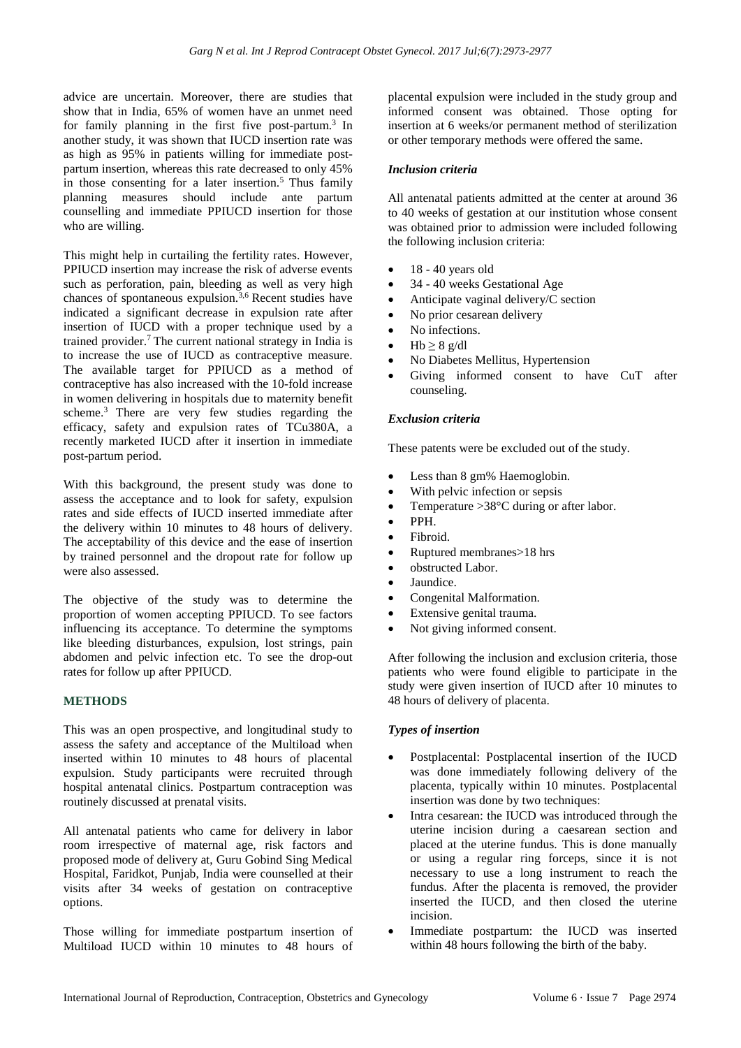advice are uncertain. Moreover, there are studies that show that in India, 65% of women have an unmet need for family planning in the first five post-partum.[3] In another study, it was shown that IUCD insertion rate was as high as 95% in patients willing for immediate post-partum insertion, whereas this rate decreased to only 45% in those consenting for a later insertion.[5] Thus family planning measures should include ante partum counselling and immediate PPIUCD insertion for those who are willing.

This might help in curtailing the fertility rates. However, PPIUCD insertion may increase the risk of adverse events such as perforation, pain, bleeding as well as very high chances of spontaneous expulsion.[3,6] Recent studies have indicated a significant decrease in expulsion rate after insertion of IUCD with a proper technique used by a trained provider.[7] The current national strategy in India is to increase the use of IUCD as contraceptive measure. The available target for PPIUCD as a method of contraceptive has also increased with the 10-fold increase in women delivering in hospitals due to maternity benefit scheme.[3] There are very few studies regarding the efficacy, safety and expulsion rates of TCu380A, a recently marketed IUCD after it insertion in immediate post-partum period.

With this background, the present study was done to assess the acceptance and to look for safety, expulsion rates and side effects of IUCD inserted immediate after the delivery within 10 minutes to 48 hours of delivery. The acceptability of this device and the ease of insertion by trained personnel and the dropout rate for follow up were also assessed.

The objective of the study was to determine the proportion of women accepting PPIUCD. To see factors influencing its acceptance. To determine the symptoms like bleeding disturbances, expulsion, lost strings, pain abdomen and pelvic infection etc. To see the drop-out rates for follow up after PPIUCD.

## METHODS

This was an open prospective, and longitudinal study to assess the safety and acceptance of the Multiload when inserted within 10 minutes to 48 hours of placental expulsion. Study participants were recruited through hospital antenatal clinics. Postpartum contraception was routinely discussed at prenatal visits.

All antenatal patients who came for delivery in labor room irrespective of maternal age, risk factors and proposed mode of delivery at, Guru Gobind Sing Medical Hospital, Faridkot, Punjab, India were counselled at their visits after 34 weeks of gestation on contraceptive options.

Those willing for immediate postpartum insertion of Multiload IUCD within 10 minutes to 48 hours of placental expulsion were included in the study group and informed consent was obtained. Those opting for insertion at 6 weeks/or permanent method of sterilization or other temporary methods were offered the same.

### *Inclusion criteria*

All antenatal patients admitted at the center at around 36 to 40 weeks of gestation at our institution whose consent was obtained prior to admission were included following the following inclusion criteria:

- 18 - 40 years old
- 34 - 40 weeks Gestational Age
- Anticipate vaginal delivery/C section
- No prior cesarean delivery
- No infections.
- Hb ≥ 8 g/dl
- No Diabetes Mellitus, Hypertension
- Giving informed consent to have CuT after counseling.

### *Exclusion criteria*

These patents were be excluded out of the study.

- Less than 8 gm% Haemoglobin.
- With pelvic infection or sepsis
- Temperature >38°C during or after labor.
- PPH.
- Fibroid.
- Ruptured membranes>18 hrs
- obstructed Labor.
- Jaundice.
- Congenital Malformation.
- Extensive genital trauma.
- Not giving informed consent.

After following the inclusion and exclusion criteria, those patients who were found eligible to participate in the study were given insertion of IUCD after 10 minutes to 48 hours of delivery of placenta.

### *Types of insertion*

- Postplacental: Postplacental insertion of the IUCD was done immediately following delivery of the placenta, typically within 10 minutes. Postplacental insertion was done by two techniques:
- Intra cesarean: the IUCD was introduced through the uterine incision during a caesarean section and placed at the uterine fundus. This is done manually or using a regular ring forceps, since it is not necessary to use a long instrument to reach the fundus. After the placenta is removed, the provider inserted the IUCD, and then closed the uterine incision.
- Immediate postpartum: the IUCD was inserted within 48 hours following the birth of the baby.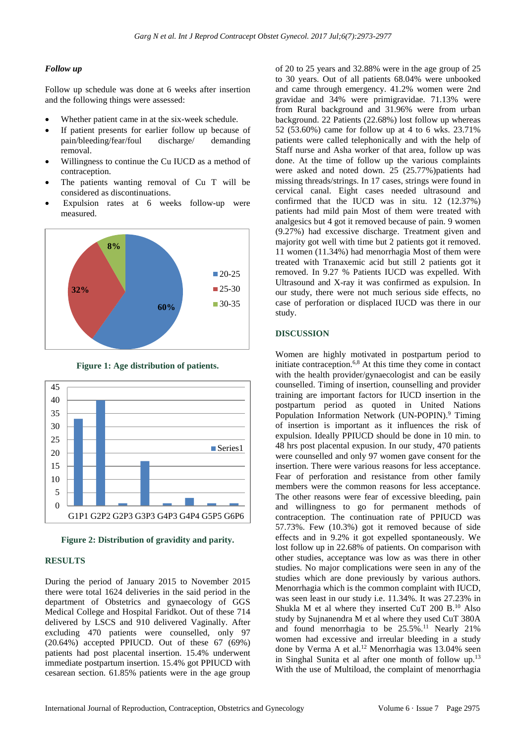### *Follow up*

Follow up schedule was done at 6 weeks after insertion and the following things were assessed:

- Whether patient came in at the six-week schedule.
- If patient presents for earlier follow up because of pain/bleeding/fear/foul discharge/ demanding removal.
- Willingness to continue the Cu IUCD as a method of contraception.
- The patients wanting removal of Cu T will be considered as discontinuations.
- Expulsion rates at 6 weeks follow-up were measured.

**Figure 1: Age distribution of patients.**

**Figure 2: Distribution of gravidity and parity.**

## RESULTS

During the period of January 2015 to November 2015 there were total 1624 deliveries in the said period in the department of Obstetrics and gynaecology of GGS Medical College and Hospital Faridkot. Out of these 714 delivered by LSCS and 910 delivered Vaginally. After excluding 470 patients were counselled, only 97 (20.64%) accepted PPIUCD. Out of these 67 (69%) patients had post placental insertion. 15.4% underwent immediate postpartum insertion. 15.4% got PPIUCD with cesarean section. 61.85% patients were in the age group of 20 to 25 years and 32.88% were in the age group of 25 to 30 years. Out of all patients 68.04% were unbooked and came through emergency. 41.2% women were 2nd gravidae and 34% were primigravidae. 71.13% were from Rural background and 31.96% were from urban background. 22 Patients (22.68%) lost follow up whereas 52 (53.60%) came for follow up at 4 to 6 wks. 23.71% patients were called telephonically and with the help of Staff nurse and Asha worker of that area, follow up was done. At the time of follow up the various complaints were asked and noted down. 25 (25.77%)patients had missing threads/strings. In 17 cases, strings were found in cervical canal. Eight cases needed ultrasound and confirmed that the IUCD was in situ. 12 (12.37%) patients had mild pain Most of them were treated with analgesics but 4 got it removed because of pain. 9 women (9.27%) had excessive discharge. Treatment given and majority got well with time but 2 patients got it removed. 11 women (11.34%) had menorrhagia Most of them were treated with Tranaxemic acid but still 2 patients got it removed. In 9.27 % Patients IUCD was expelled. With Ultrasound and X-ray it was confirmed as expulsion. In our study, there were not much serious side effects, no case of perforation or displaced IUCD was there in our study.

## DISCUSSION

Women are highly motivated in postpartum period to initiate contraception.[6,8] At this time they come in contact with the health provider/gynaecologist and can be easily counselled. Timing of insertion, counselling and provider training are important factors for IUCD insertion in the postpartum period as quoted in United Nations Population Information Network (UN-POPIN).[9] Timing of insertion is important as it influences the risk of expulsion. Ideally PPIUCD should be done in 10 min. to 48 hrs post placental expulsion. In our study, 470 patients were counselled and only 97 women gave consent for the insertion. There were various reasons for less acceptance. Fear of perforation and resistance from other family members were the common reasons for less acceptance. The other reasons were fear of excessive bleeding, pain and willingness to go for permanent methods of contraception. The continuation rate of PPIUCD was 57.73%. Few (10.3%) got it removed because of side effects and in 9.2% it got expelled spontaneously. We lost follow up in 22.68% of patients. On comparison with other studies, acceptance was low as was there in other studies. No major complications were seen in any of the studies which are done previously by various authors. Menorrhagia which is the common complaint with IUCD, was seen least in our study i.e. 11.34%. It was 27.23% in Shukla M et al where they inserted CuT 200 B.[10] Also study by Sujnanendra M et al where they used CuT 380A and found menorrhagia to be 25.5%.[11] Nearly 21% women had excessive and irreular bleeding in a study done by Verma A et al.[12] Menorrhagia was 13.04% seen in Singhal Sunita et al after one month of follow up.[13] With the use of Multiload, the complaint of menorrhagia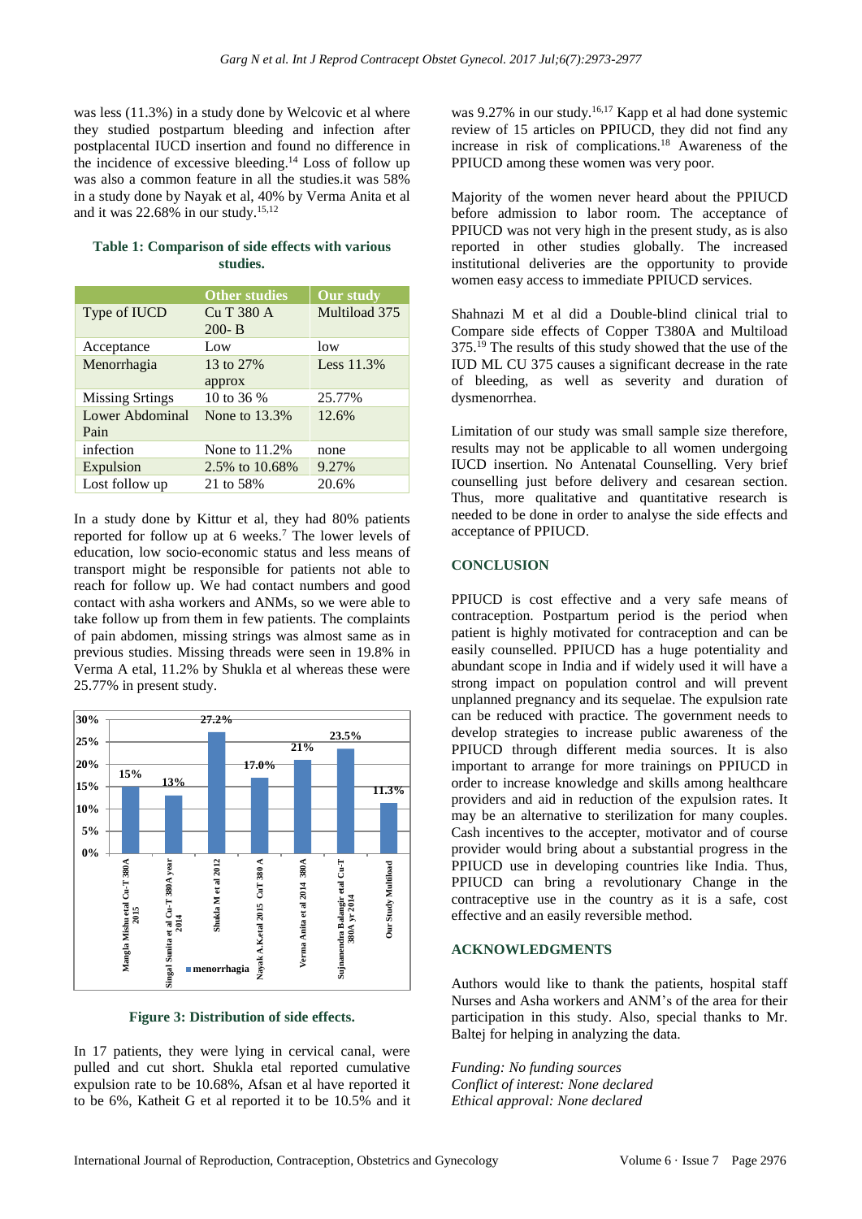was less (11.3%) in a study done by Welcovic et al where they studied postpartum bleeding and infection after postplacental IUCD insertion and found no difference in the incidence of excessive bleeding.[14] Loss of follow up was also a common feature in all the studies.it was 58% in a study done by Nayak et al, 40% by Verma Anita et al and it was 22.68% in our study.[15,12]

**Table 1: Comparison of side effects with various studies.**

| | Other studies | Our study |
|---|---|---|
| Type of IUCD | Cu T 380 A 200- B | Multiload 375 |
| Acceptance | Low | low |
| Menorrhagia | 13 to 27% approx | Less 11.3% |
| Missing Srtings | 10 to 36 % | 25.77% |
| Lower Abdominal Pain | None to 13.3% | 12.6% |
| infection | None to 11.2% | none |
| Expulsion | 2.5% to 10.68% | 9.27% |
| Lost follow up | 21 to 58% | 20.6% |

In a study done by Kittur et al, they had 80% patients reported for follow up at 6 weeks.[7] The lower levels of education, low socio-economic status and less means of transport might be responsible for patients not able to reach for follow up. We had contact numbers and good contact with asha workers and ANMs, so we were able to take follow up from them in few patients. The complaints of pain abdomen, missing strings was almost same as in previous studies. Missing threads were seen in 19.8% in Verma A etal, 11.2% by Shukla et al whereas these were 25.77% in present study.

30%
25%
20%
15%
10%
5%
0%
15%
13%
27.2%
17.0%
21%
23.5%
11.3%
Mangla Mishu etal Cu-T 380A 2015
Singal Sunita et al Cu-T 380A year 2014
Shukla M et al 2012
Nayak A.Ketal 2015 CuT 380 A
Verma Anita et al 2014 380A
Sujnanendra B alangir etal Cu-T 380A yr 2014
Our Study Multiload
menorrhagia

**Figure 3: Distribution of side effects.**

In 17 patients, they were lying in cervical canal, were pulled and cut short. Shukla etal reported cumulative expulsion rate to be 10.68%, Afsan et al have reported it to be 6%, Katheit G et al reported it to be 10.5% and it was 9.27% in our study.[16,17] Kapp et al had done systemic review of 15 articles on PPIUCD, they did not find any increase in risk of complications.[18] Awareness of the PPIUCD among these women was very poor.

Majority of the women never heard about the PPIUCD before admission to labor room. The acceptance of PPIUCD was not very high in the present study, as is also reported in other studies globally. The increased institutional deliveries are the opportunity to provide women easy access to immediate PPIUCD services.

Shahnazi M et al did a Double-blind clinical trial to Compare side effects of Copper T380A and Multiload 375.[19] The results of this study showed that the use of the IUD ML CU 375 causes a significant decrease in the rate of bleeding, as well as severity and duration of dysmenorrhea.

Limitation of our study was small sample size therefore, results may not be applicable to all women undergoing IUCD insertion. No Antenatal Counselling. Very brief counselling just before delivery and cesarean section. Thus, more qualitative and quantitative research is needed to be done in order to analyse the side effects and acceptance of PPIUCD.

## CONCLUSION

PPIUCD is cost effective and a very safe means of contraception. Postpartum period is the period when patient is highly motivated for contraception and can be easily counselled. PPIUCD has a huge potentiality and abundant scope in India and if widely used it will have a strong impact on population control and will prevent unplanned pregnancy and its sequelae. The expulsion rate can be reduced with practice. The government needs to develop strategies to increase public awareness of the PPIUCD through different media sources. It is also important to arrange for more trainings on PPIUCD in order to increase knowledge and skills among healthcare providers and aid in reduction of the expulsion rates. It may be an alternative to sterilization for many couples. Cash incentives to the accepter, motivator and of course provider would bring about a substantial progress in the PPIUCD use in developing countries like India. Thus, PPIUCD can bring a revolutionary Change in the contraceptive use in the country as it is a safe, cost effective and an easily reversible method.

## ACKNOWLEDGMENTS

Authors would like to thank the patients, hospital staff Nurses and Asha workers and ANM's of the area for their participation in this study. Also, special thanks to Mr. Baltej for helping in analyzing the data.

*Funding: No funding sources*
*Conflict of interest: None declared*
*Ethical approval: None declared*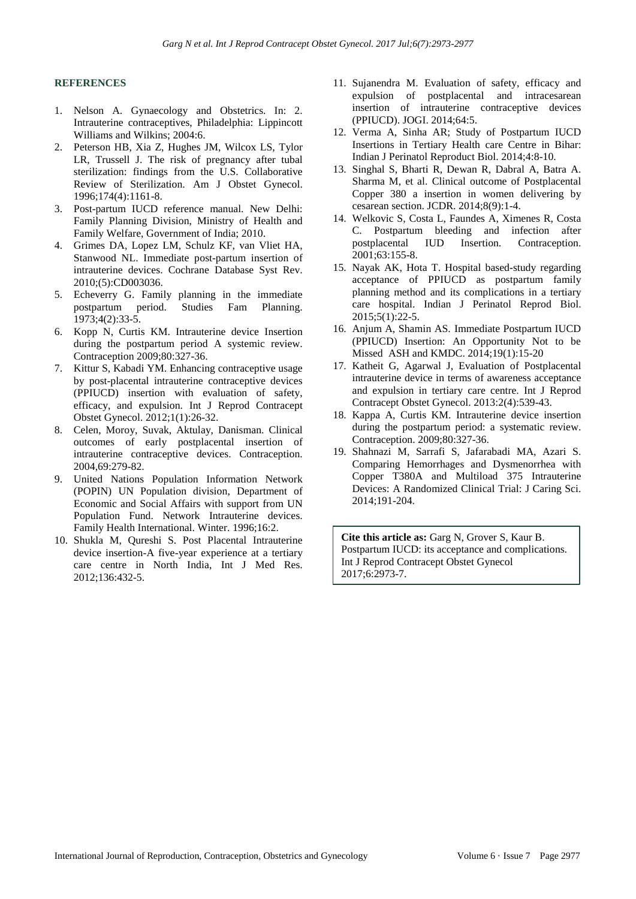## REFERENCES

1. Nelson A. Gynaecology and Obstetrics. In: 2. Intrauterine contraceptives, Philadelphia: Lippincott Williams and Wilkins; 2004:6.
2. Peterson HB, Xia Z, Hughes JM, Wilcox LS, Tylor LR, Trussell J. The risk of pregnancy after tubal sterilization: findings from the U.S. Collaborative Review of Sterilization. Am J Obstet Gynecol. 1996;174(4):1161-8.
3. Post-partum IUCD reference manual. New Delhi: Family Planning Division, Ministry of Health and Family Welfare, Government of India; 2010.
4. Grimes DA, Lopez LM, Schulz KF, van Vliet HA, Stanwood NL. Immediate post-partum insertion of intrauterine devices. Cochrane Database Syst Rev. 2010;(5):CD003036.
5. Echeverry G. Family planning in the immediate postpartum period. Studies Fam Planning. 1973;4(2):33-5.
6. Kopp N, Curtis KM. Intrauterine device Insertion during the postpartum period A systemic review. Contraception 2009;80:327-36.
7. Kittur S, Kabadi YM. Enhancing contraceptive usage by post-placental intrauterine contraceptive devices (PPIUCD) insertion with evaluation of safety, efficacy, and expulsion. Int J Reprod Contracept Obstet Gynecol. 2012;1(1):26-32.
8. Celen, Moroy, Suvak, Aktulay, Danisman. Clinical outcomes of early postplacental insertion of intrauterine contraceptive devices. Contraception. 2004,69:279-82.
9. United Nations Population Information Network (POPIN) UN Population division, Department of Economic and Social Affairs with support from UN Population Fund. Network Intrauterine devices. Family Health International. Winter. 1996;16:2.
10. Shukla M, Qureshi S. Post Placental Intrauterine device insertion-A five-year experience at a tertiary care centre in North India, Int J Med Res. 2012;136:432-5.
11. Sujanendra M. Evaluation of safety, efficacy and expulsion of postplacental and intracesarean insertion of intrauterine contraceptive devices (PPIUCD). JOGI. 2014;64:5.
12. Verma A, Sinha AR; Study of Postpartum IUCD Insertions in Tertiary Health care Centre in Bihar: Indian J Perinatol Reproduct Biol. 2014;4:8-10.
13. Singhal S, Bharti R, Dewan R, Dabral A, Batra A. Sharma M, et al. Clinical outcome of Postplacental Copper 380 a insertion in women delivering by cesarean section. JCDR. 2014;8(9):1-4.
14. Welkovic S, Costa L, Faundes A, Ximenes R, Costa C. Postpartum bleeding and infection after postplacental IUD Insertion. Contraception. 2001;63:155-8.
15. Nayak AK, Hota T. Hospital based-study regarding acceptance of PPIUCD as postpartum family planning method and its complications in a tertiary care hospital. Indian J Perinatol Reprod Biol. 2015;5(1):22-5.
16. Anjum A, Shamin AS. Immediate Postpartum IUCD (PPIUCD) Insertion: An Opportunity Not to be Missed ASH and KMDC. 2014;19(1):15-20
17. Katheit G, Agarwal J, Evaluation of Postplacental intrauterine device in terms of awareness acceptance and expulsion in tertiary care centre. Int J Reprod Contracept Obstet Gynecol. 2013:2(4):539-43.
18. Kappa A, Curtis KM. Intrauterine device insertion during the postpartum period: a systematic review. Contraception. 2009;80:327-36.
19. Shahnazi M, Sarrafi S, Jafarabadi MA, Azari S. Comparing Hemorrhages and Dysmenorrhea with Copper T380A and Multiload 375 Intrauterine Devices: A Randomized Clinical Trial: J Caring Sci. 2014;191-204.

**Cite this article as:** Garg N, Grover S, Kaur B. Postpartum IUCD: its acceptance and complications. Int J Reprod Contracept Obstet Gynecol 2017;6:2973-7.